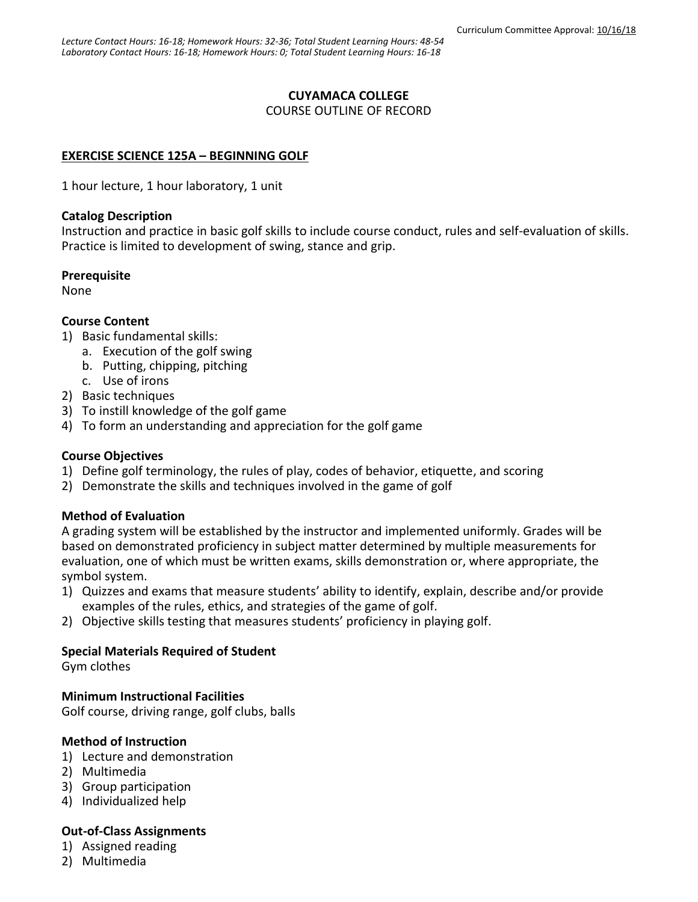Curriculum Committee Approval: 10/16/18

*Lecture Contact Hours: 16-18; Homework Hours: 32-36; Total Student Learning Hours: 48-54*
*Laboratory Contact Hours: 16-18; Homework Hours: 0; Total Student Learning Hours: 16-18*

**CUYAMACA COLLEGE**
COURSE OUTLINE OF RECORD

**EXERCISE SCIENCE 125A – BEGINNING GOLF**

1 hour lecture, 1 hour laboratory, 1 unit

**Catalog Description**
Instruction and practice in basic golf skills to include course conduct, rules and self-evaluation of skills. Practice is limited to development of swing, stance and grip.

**Prerequisite**
None

**Course Content**
1) Basic fundamental skills:
   a. Execution of the golf swing
   b. Putting, chipping, pitching
   c. Use of irons
2) Basic techniques
3) To instill knowledge of the golf game
4) To form an understanding and appreciation for the golf game

**Course Objectives**
1) Define golf terminology, the rules of play, codes of behavior, etiquette, and scoring
2) Demonstrate the skills and techniques involved in the game of golf

**Method of Evaluation**
A grading system will be established by the instructor and implemented uniformly. Grades will be based on demonstrated proficiency in subject matter determined by multiple measurements for evaluation, one of which must be written exams, skills demonstration or, where appropriate, the symbol system.
1) Quizzes and exams that measure students' ability to identify, explain, describe and/or provide examples of the rules, ethics, and strategies of the game of golf.
2) Objective skills testing that measures students' proficiency in playing golf.

**Special Materials Required of Student**
Gym clothes

**Minimum Instructional Facilities**
Golf course, driving range, golf clubs, balls

**Method of Instruction**
1) Lecture and demonstration
2) Multimedia
3) Group participation
4) Individualized help

**Out-of-Class Assignments**
1) Assigned reading
2) Multimedia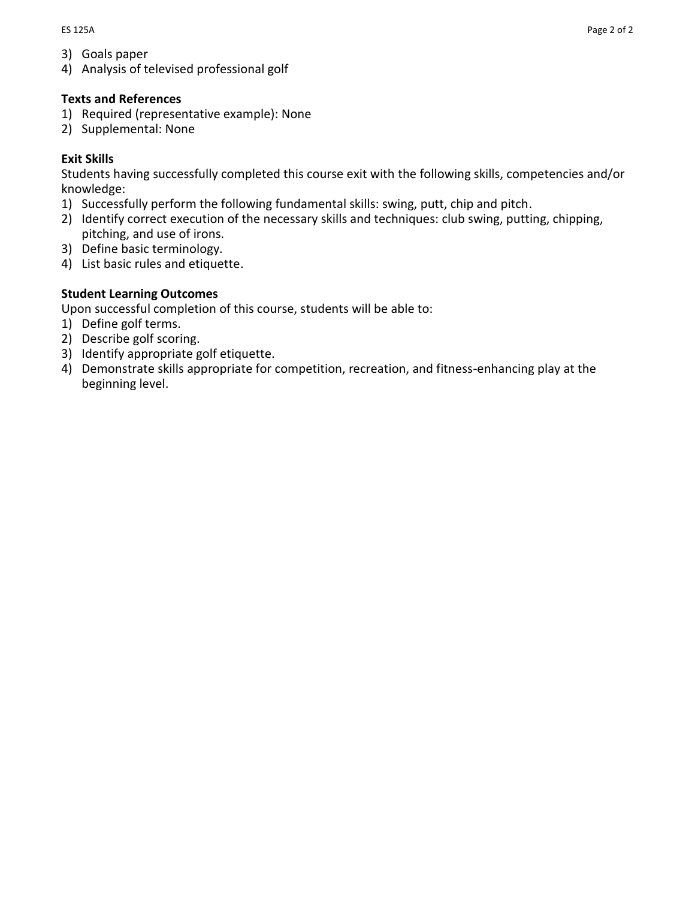3) Goals paper
4) Analysis of televised professional golf

**Texts and References**

1) Required (representative example): None
2) Supplemental: None

**Exit Skills**

Students having successfully completed this course exit with the following skills, competencies and/or knowledge:

1) Successfully perform the following fundamental skills: swing, putt, chip and pitch.
2) Identify correct execution of the necessary skills and techniques: club swing, putting, chipping, pitching, and use of irons.
3) Define basic terminology.
4) List basic rules and etiquette.

**Student Learning Outcomes**

Upon successful completion of this course, students will be able to:

1) Define golf terms.
2) Describe golf scoring.
3) Identify appropriate golf etiquette.
4) Demonstrate skills appropriate for competition, recreation, and fitness-enhancing play at the beginning level.